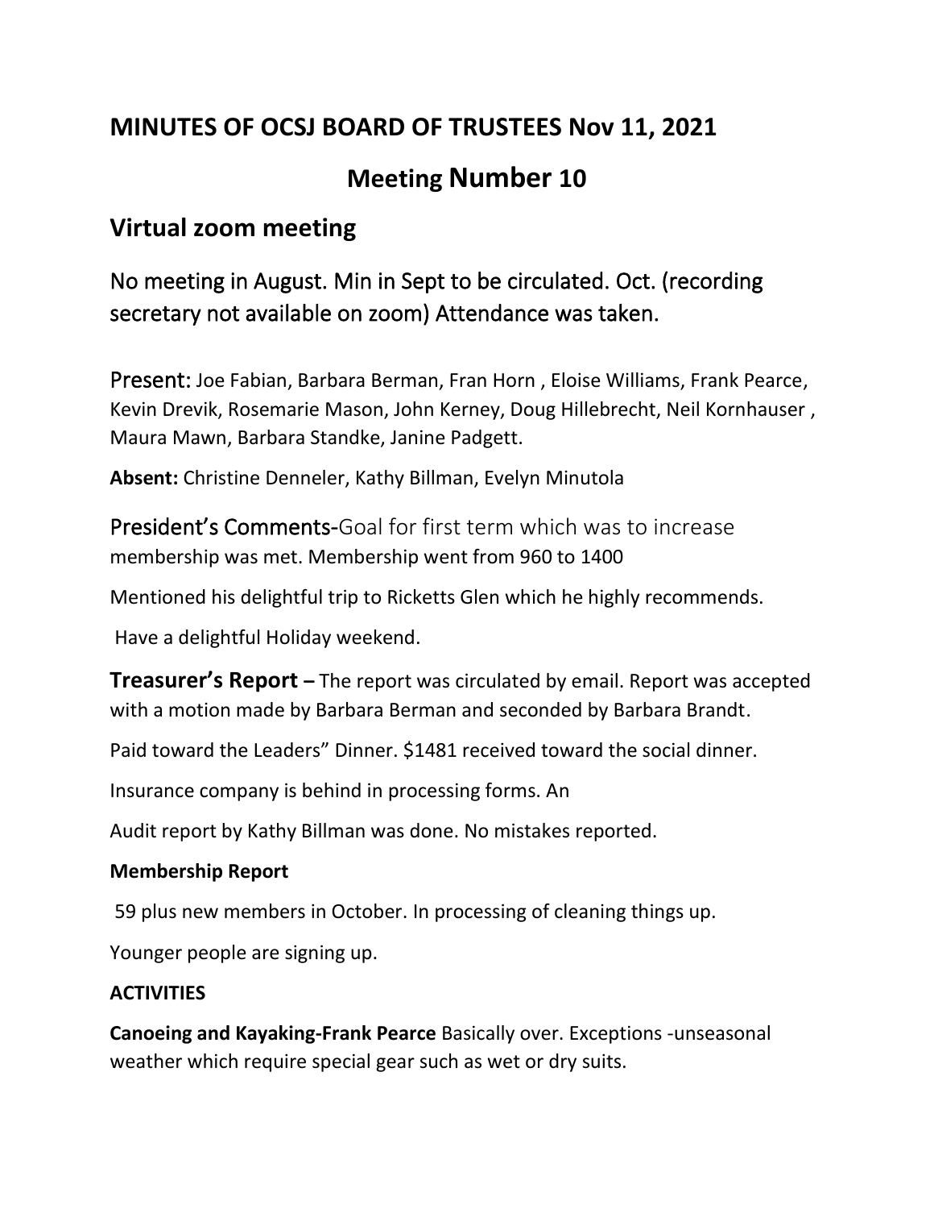# MINUTES OF OCSJ BOARD OF TRUSTEES Nov 11, 2021

## Meeting Number 10

## Virtual zoom meeting

No meeting in August. Min in Sept to be circulated. Oct. (recording secretary not available on zoom) Attendance was taken.

Present: Joe Fabian, Barbara Berman, Fran Horn , Eloise Williams, Frank Pearce, Kevin Drevik, Rosemarie Mason, John Kerney, Doug Hillebrecht, Neil Kornhauser , Maura Mawn, Barbara Standke, Janine Padgett.

**Absent:** Christine Denneler, Kathy Billman, Evelyn Minutola

President's Comments-Goal for first term which was to increase membership was met. Membership went from 960 to 1400

Mentioned his delightful trip to Ricketts Glen which he highly recommends.

Have a delightful Holiday weekend.

**Treasurer's Report –** The report was circulated by email. Report was accepted with a motion made by Barbara Berman and seconded by Barbara Brandt.

Paid toward the Leaders" Dinner. $1481 received toward the social dinner.

Insurance company is behind in processing forms. An

Audit report by Kathy Billman was done. No mistakes reported.

**Membership Report**

59 plus new members in October. In processing of cleaning things up.

Younger people are signing up.

**ACTIVITIES**

**Canoeing and Kayaking-Frank Pearce** Basically over. Exceptions -unseasonal weather which require special gear such as wet or dry suits.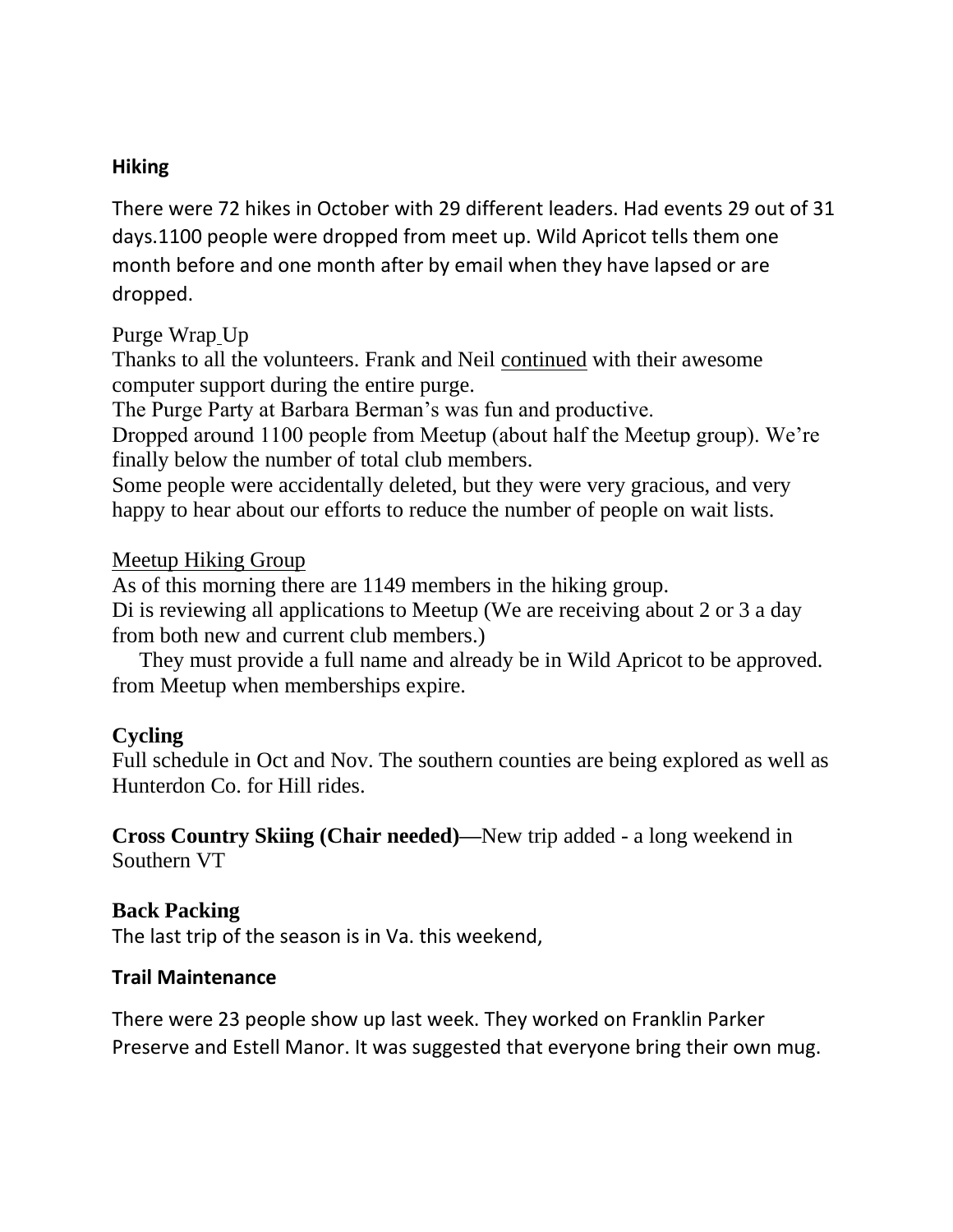**Hiking**

There were 72 hikes in October with 29 different leaders. Had events 29 out of 31 days.1100 people were dropped from meet up. Wild Apricot tells them one month before and one month after by email when they have lapsed or are dropped.

Purge Wrap Up

Thanks to all the volunteers. Frank and Neil continued with their awesome computer support during the entire purge.

The Purge Party at Barbara Berman's was fun and productive.

Dropped around 1100 people from Meetup (about half the Meetup group). We're finally below the number of total club members.

Some people were accidentally deleted, but they were very gracious, and very happy to hear about our efforts to reduce the number of people on wait lists.

Meetup Hiking Group

As of this morning there are 1149 members in the hiking group.

Di is reviewing all applications to Meetup (We are receiving about 2 or 3 a day from both new and current club members.)

They must provide a full name and already be in Wild Apricot to be approved. from Meetup when memberships expire.

**Cycling**

Full schedule in Oct and Nov. The southern counties are being explored as well as Hunterdon Co. for Hill rides.

**Cross Country Skiing (Chair needed)**—New trip added - a long weekend in Southern VT

**Back Packing**

The last trip of the season is in Va. this weekend,

**Trail Maintenance**

There were 23 people show up last week. They worked on Franklin Parker Preserve and Estell Manor. It was suggested that everyone bring their own mug.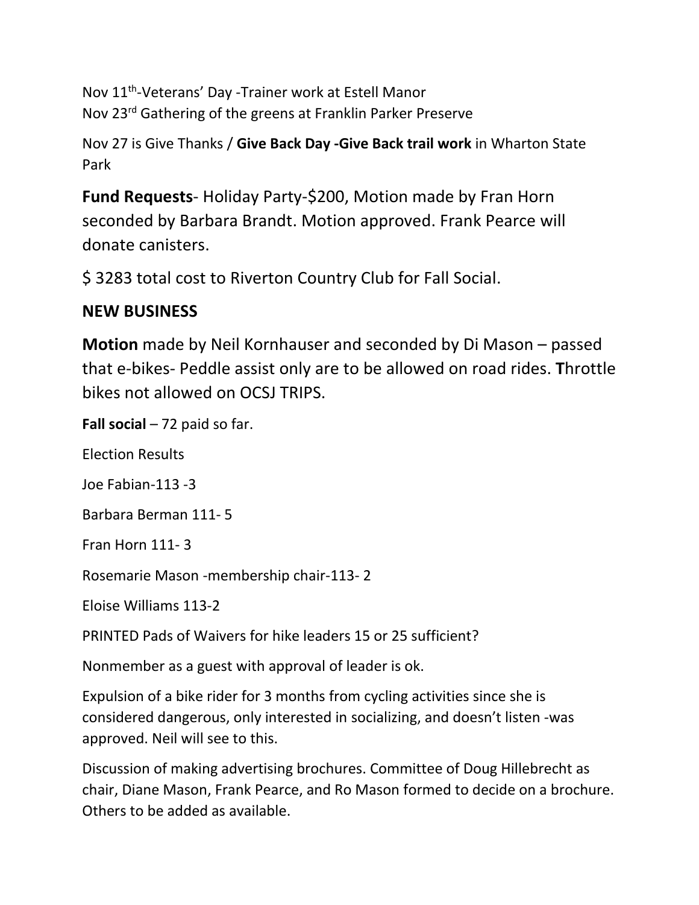Nov 11th-Veterans' Day -Trainer work at Estell Manor
Nov 23rd Gathering of the greens at Franklin Parker Preserve

Nov 27 is Give Thanks / **Give Back Day -Give Back trail work** in Wharton State Park

**Fund Requests**- Holiday Party-$200, Motion made by Fran Horn seconded by Barbara Brandt. Motion approved. Frank Pearce will donate canisters.

$ 3283 total cost to Riverton Country Club for Fall Social.

## NEW BUSINESS

**Motion** made by Neil Kornhauser and seconded by Di Mason – passed that e-bikes- Peddle assist only are to be allowed on road rides. **T**hrottle bikes not allowed on OCSJ TRIPS.

**Fall social** – 72 paid so far.

Election Results

Joe Fabian-113 -3

Barbara Berman 111- 5

Fran Horn 111- 3

Rosemarie Mason -membership chair-113- 2

Eloise Williams 113-2

PRINTED Pads of Waivers for hike leaders 15 or 25 sufficient?

Nonmember as a guest with approval of leader is ok.

Expulsion of a bike rider for 3 months from cycling activities since she is considered dangerous, only interested in socializing, and doesn't listen -was approved. Neil will see to this.

Discussion of making advertising brochures. Committee of Doug Hillebrecht as chair, Diane Mason, Frank Pearce, and Ro Mason formed to decide on a brochure. Others to be added as available.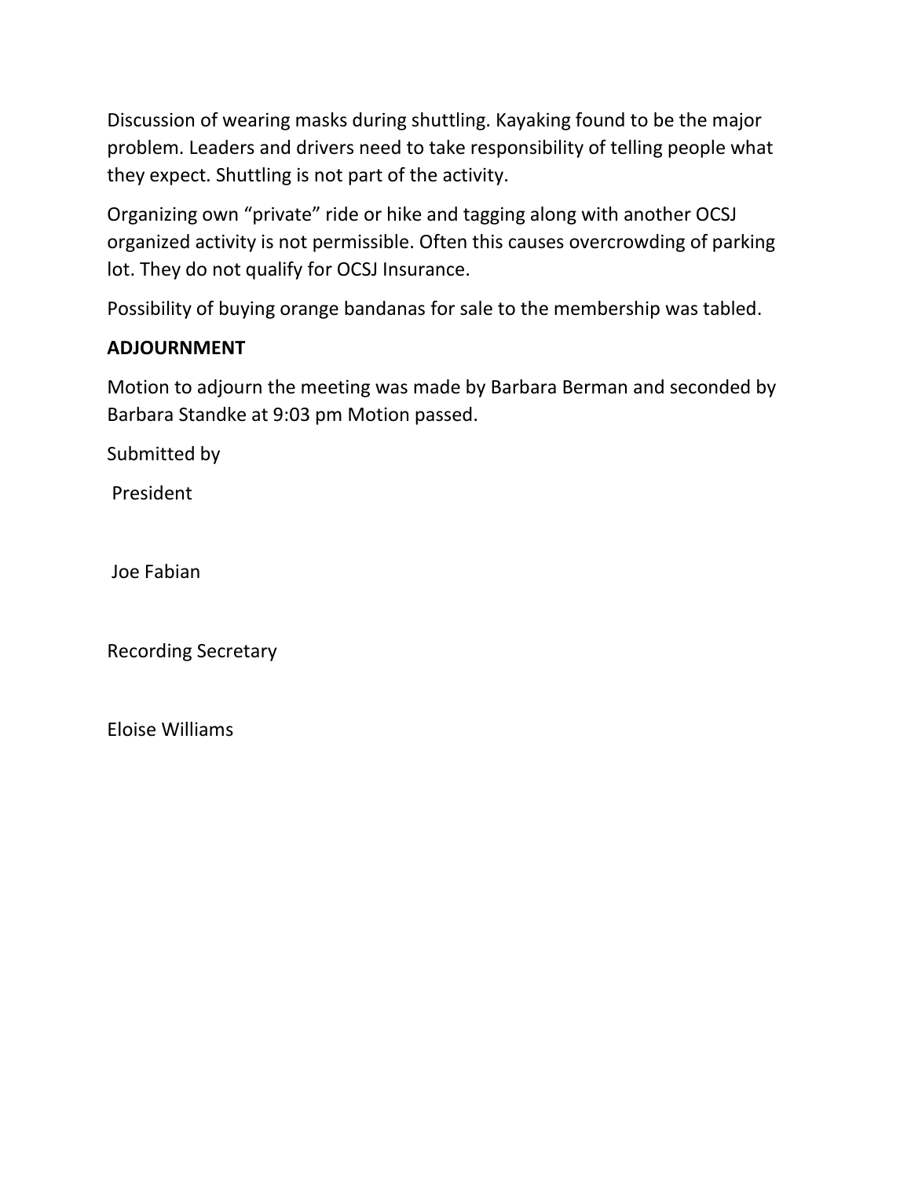Discussion of wearing masks during shuttling. Kayaking found to be the major problem. Leaders and drivers need to take responsibility of telling people what they expect. Shuttling is not part of the activity.

Organizing own "private" ride or hike and tagging along with another OCSJ organized activity is not permissible. Often this causes overcrowding of parking lot. They do not qualify for OCSJ Insurance.

Possibility of buying orange bandanas for sale to the membership was tabled.

**ADJOURNMENT**

Motion to adjourn the meeting was made by Barbara Berman and seconded by Barbara Standke at 9:03 pm Motion passed.

Submitted by

President

Joe Fabian

Recording Secretary

Eloise Williams